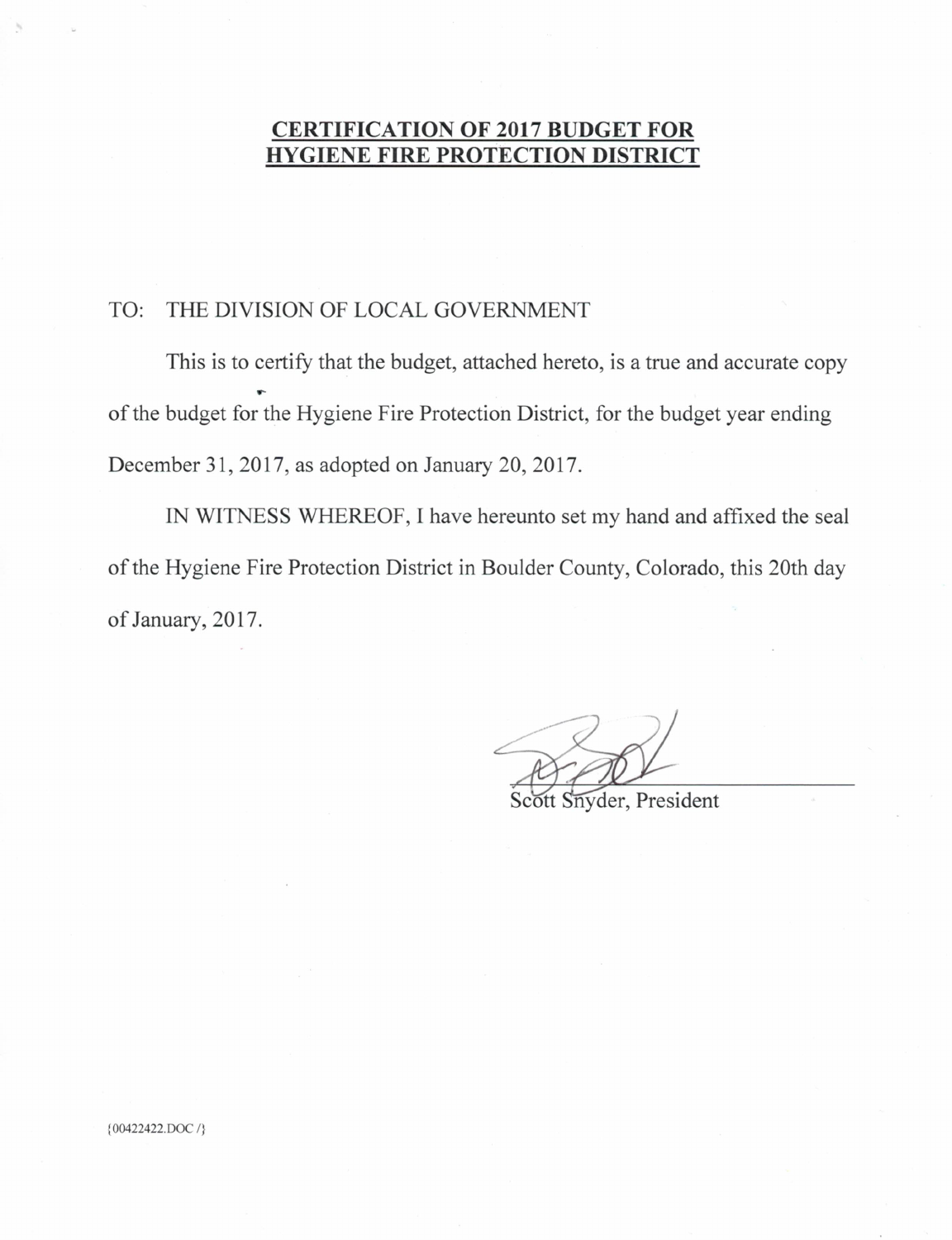# CERTIFICATION OF 2017 BUDGET FOR HYGIENE FIRE PROTECTION DISTRICT

TO: THE DIVISION OF LOCAL GOVERNMENT

This is to certify that the budget, attached hereto, is a true and accurate copy of the budget for the Hygiene Fire Protection District, for the budget year ending December 31, 2017, as adopted on January 20, 2017.

IN WITNESS WHEREOF, I have hereunto set my hand and affixed the seal of the Hygiene Fire Protection District in Boulder County, Colorado, this 20th day of January, 2017.

Scott Snyder, President

{00422422.DOC /}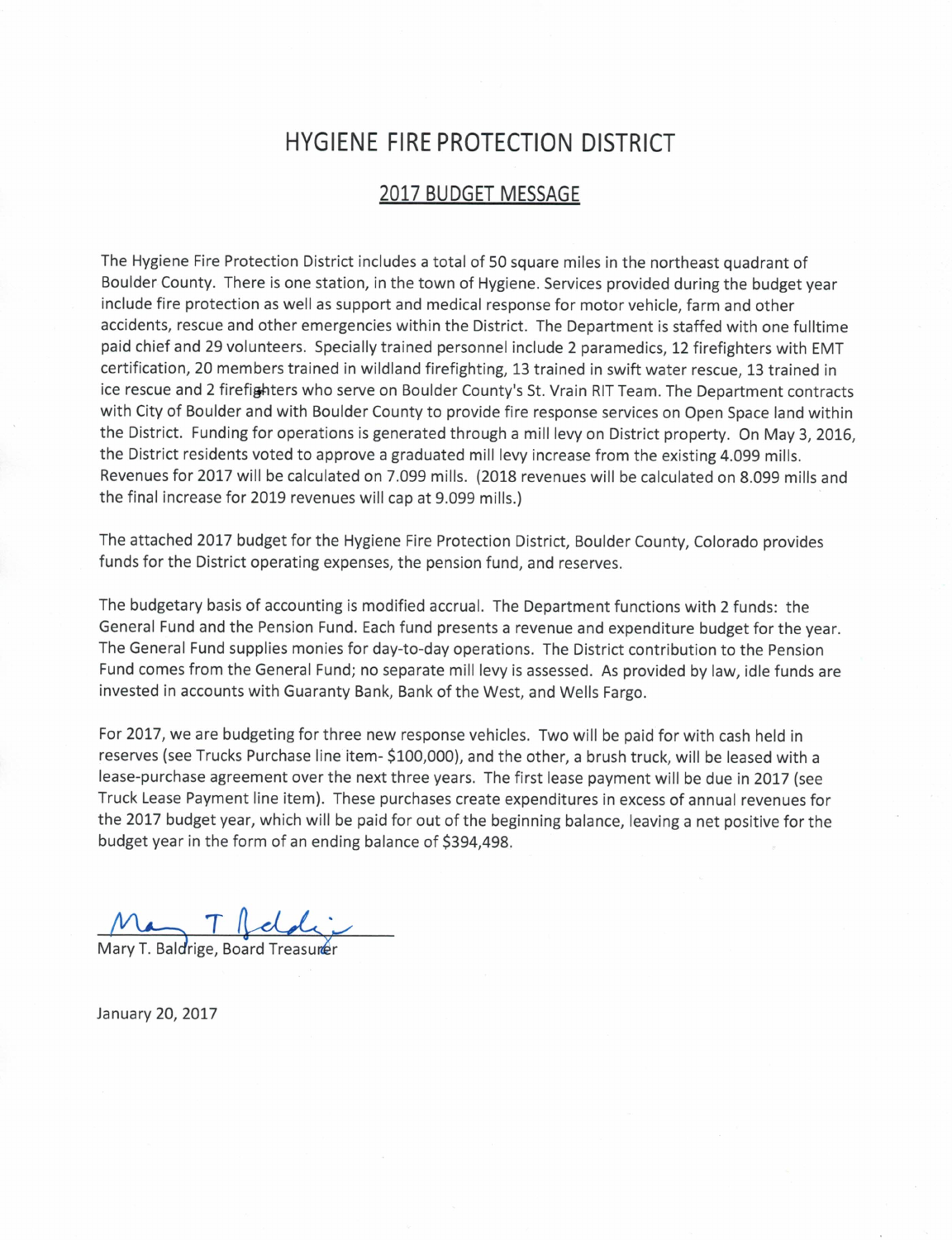# HYGIENE FIRE PROTECTION DISTRICT

## 2017 BUDGET MESSAGE

The Hygiene Fire Protection District includes a total of 50 square miles in the northeast quadrant of Boulder County. There is one station, in the town of Hygiene. Services provided during the budget year include fire protection as well as support and medical response for motor vehicle, farm and other accidents, rescue and other emergencies within the District. The Department is staffed with one fulltime paid chief and 29 volunteers. Specially trained personnel include 2 paramedics, 12 firefighters with EMT certification, 20 members trained in wildland firefighting, 13 trained in swift water rescue, 13 trained in ice rescue and 2 firefighters who serve on Boulder County's St. Vrain RIT Team. The Department contracts with City of Boulder and with Boulder County to provide fire response services on Open Space land within the District. Funding for operations is generated through a mill levy on District property. On May 3, 2016, the District residents voted to approve a graduated mill levy increase from the existing 4.099 mills. Revenues for 2017 will be calculated on 7.099 mills. (2018 revenues will be calculated on 8.099 mills and the final increase for 2019 revenues will cap at 9.099 mills.)

The attached 2017 budget for the Hygiene Fire Protection District, Boulder County, Colorado provides funds for the District operating expenses, the pension fund, and reserves.

The budgetary basis of accounting is modified accrual. The Department functions with 2 funds: the General Fund and the Pension Fund. Each fund presents a revenue and expenditure budget for the year. The General Fund supplies monies for day-to-day operations. The District contribution to the Pension Fund comes from the General Fund; no separate mill levy is assessed. As provided by law, idle funds are invested in accounts with Guaranty Bank, Bank of the West, and Wells Fargo.

For 2017, we are budgeting for three new response vehicles. Two will be paid for with cash held in reserves (see Trucks Purchase line item- $100,000), and the other, a brush truck, will be leased with a lease-purchase agreement over the next three years. The first lease payment will be due in 2017 (see Truck Lease Payment line item). These purchases create expenditures in excess of annual revenues for the 2017 budget year, which will be paid for out of the beginning balance, leaving a net positive for the budget year in the form of an ending balance of $394,498.

Mary T. Baldrige, Board Treasurer

January 20, 2017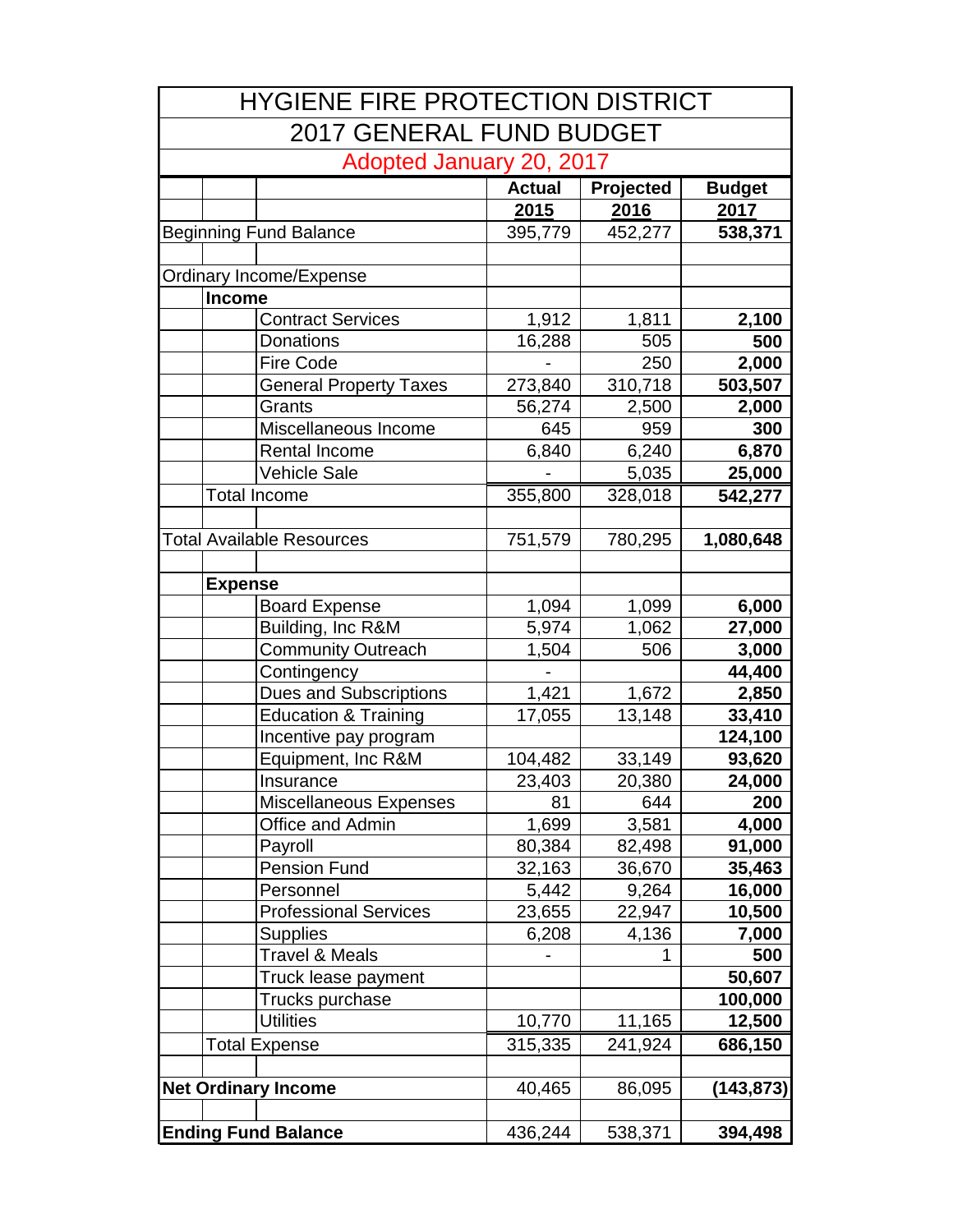# HYGIENE FIRE PROTECTION DISTRICT

## 2017 GENERAL FUND BUDGET

Adopted January 20, 2017

| | Actual 2015 | Projected 2016 | Budget 2017 |
|---|---|---|---|
| Beginning Fund Balance | 395,779 | 452,277 | **538,371** |
| | | | |
| Ordinary Income/Expense | | | |
| **Income** | | | |
| Contract Services | 1,912 | 1,811 | **2,100** |
| Donations | 16,288 | 505 | **500** |
| Fire Code | - | 250 | **2,000** |
| General Property Taxes | 273,840 | 310,718 | **503,507** |
| Grants | 56,274 | 2,500 | **2,000** |
| Miscellaneous Income | 645 | 959 | **300** |
| Rental Income | 6,840 | 6,240 | **6,870** |
| Vehicle Sale | - | 5,035 | **25,000** |
| Total Income | 355,800 | 328,018 | **542,277** |
| | | | |
| Total Available Resources | 751,579 | 780,295 | **1,080,648** |
| | | | |
| **Expense** | | | |
| Board Expense | 1,094 | 1,099 | **6,000** |
| Building, Inc R&M | 5,974 | 1,062 | **27,000** |
| Community Outreach | 1,504 | 506 | **3,000** |
| Contingency | - | | **44,400** |
| Dues and Subscriptions | 1,421 | 1,672 | **2,850** |
| Education & Training | 17,055 | 13,148 | **33,410** |
| Incentive pay program | | | **124,100** |
| Equipment, Inc R&M | 104,482 | 33,149 | **93,620** |
| Insurance | 23,403 | 20,380 | **24,000** |
| Miscellaneous Expenses | 81 | 644 | **200** |
| Office and Admin | 1,699 | 3,581 | **4,000** |
| Payroll | 80,384 | 82,498 | **91,000** |
| Pension Fund | 32,163 | 36,670 | **35,463** |
| Personnel | 5,442 | 9,264 | **16,000** |
| Professional Services | 23,655 | 22,947 | **10,500** |
| Supplies | 6,208 | 4,136 | **7,000** |
| Travel & Meals | - | 1 | **500** |
| Truck lease payment | | | **50,607** |
| Trucks purchase | | | **100,000** |
| Utilities | 10,770 | 11,165 | **12,500** |
| Total Expense | 315,335 | 241,924 | **686,150** |
| | | | |
| **Net Ordinary Income** | 40,465 | 86,095 | **(143,873)** |
| | | | |
| **Ending Fund Balance** | 436,244 | 538,371 | **394,498** |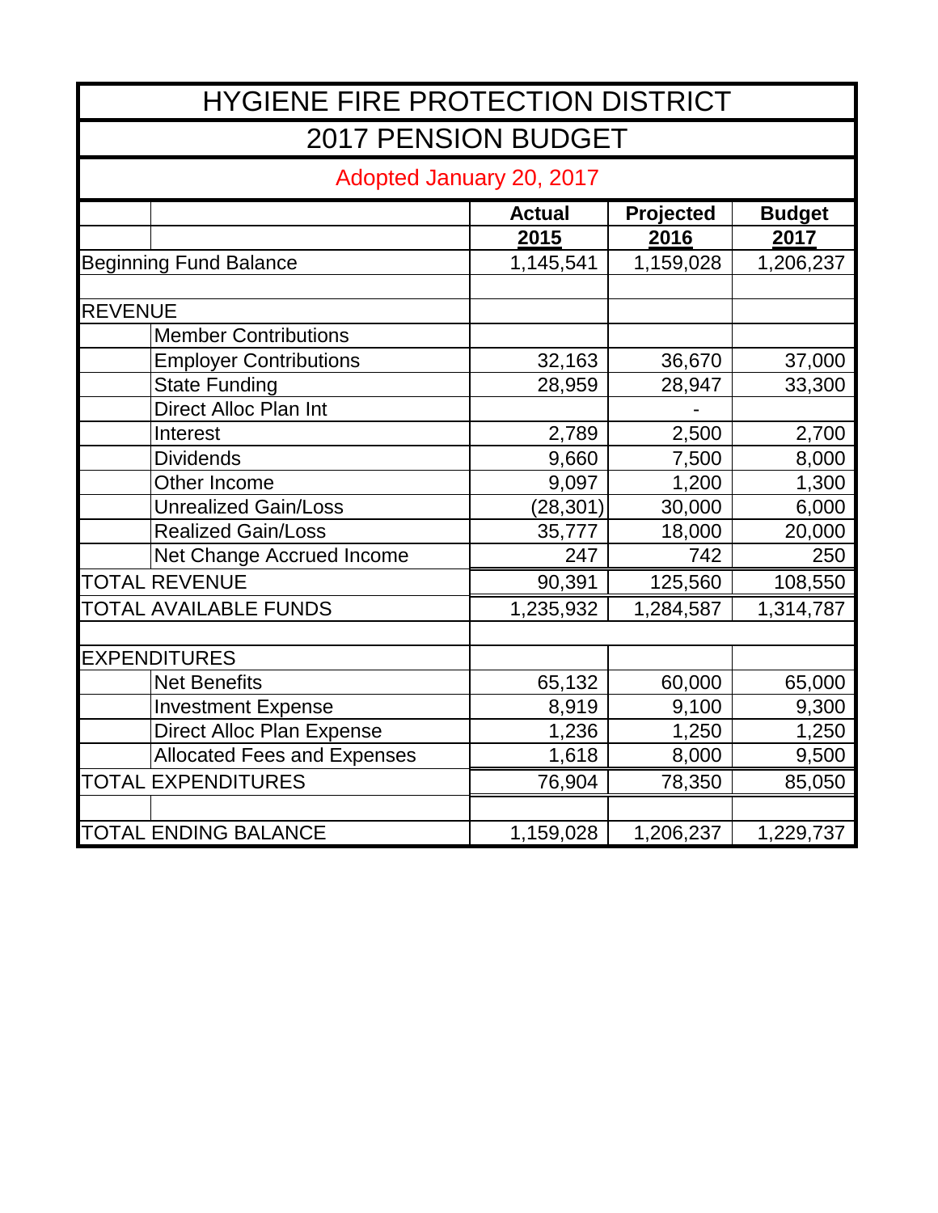# HYGIENE FIRE PROTECTION DISTRICT

## 2017 PENSION BUDGET

Adopted January 20, 2017

| | | Actual 2015 | Projected 2016 | Budget 2017 |
|---|---|---|---|---|
| Beginning Fund Balance | | 1,145,541 | 1,159,028 | 1,206,237 |
| | | | | |
| REVENUE | | | | |
| | Member Contributions | | | |
| | Employer Contributions | 32,163 | 36,670 | 37,000 |
| | State Funding | 28,959 | 28,947 | 33,300 |
| | Direct Alloc Plan Int | | - | |
| | Interest | 2,789 | 2,500 | 2,700 |
| | Dividends | 9,660 | 7,500 | 8,000 |
| | Other Income | 9,097 | 1,200 | 1,300 |
| | Unrealized Gain/Loss | (28,301) | 30,000 | 6,000 |
| | Realized Gain/Loss | 35,777 | 18,000 | 20,000 |
| | Net Change Accrued Income | 247 | 742 | 250 |
| TOTAL REVENUE | | 90,391 | 125,560 | 108,550 |
| TOTAL AVAILABLE FUNDS | | 1,235,932 | 1,284,587 | 1,314,787 |
| | | | | |
| EXPENDITURES | | | | |
| | Net Benefits | 65,132 | 60,000 | 65,000 |
| | Investment Expense | 8,919 | 9,100 | 9,300 |
| | Direct Alloc Plan Expense | 1,236 | 1,250 | 1,250 |
| | Allocated Fees and Expenses | 1,618 | 8,000 | 9,500 |
| TOTAL EXPENDITURES | | 76,904 | 78,350 | 85,050 |
| | | | | |
| TOTAL ENDING BALANCE | | 1,159,028 | 1,206,237 | 1,229,737 |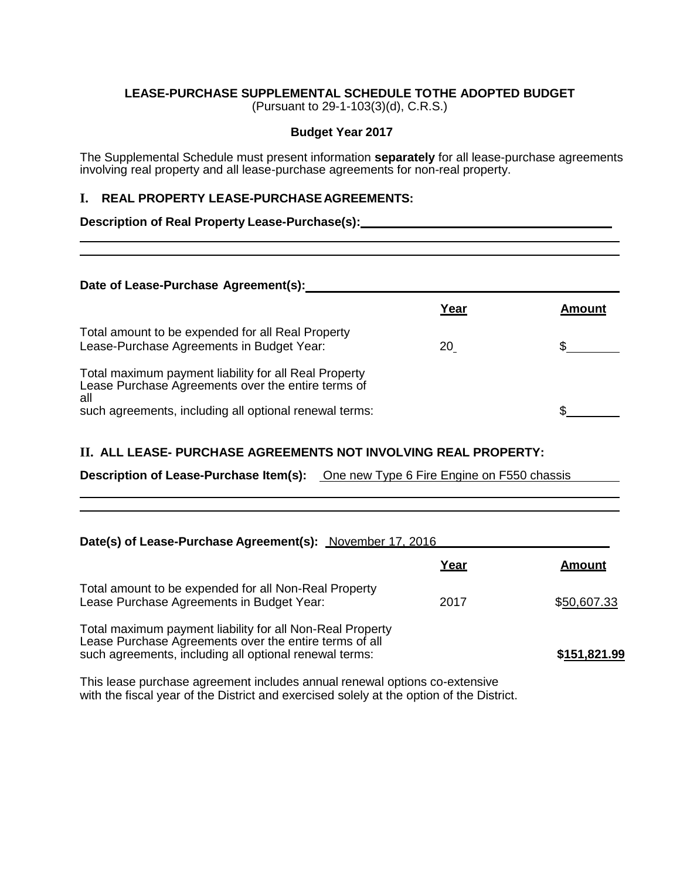**LEASE-PURCHASE SUPPLEMENTAL SCHEDULE TOTHE ADOPTED BUDGET**
(Pursuant to 29-1-103(3)(d), C.R.S.)

**Budget Year 2017**

The Supplemental Schedule must present information **separately** for all lease-purchase agreements involving real property and all lease-purchase agreements for non-real property.

## I. REAL PROPERTY LEASE-PURCHASE AGREEMENTS:

**Description of Real Property Lease-Purchase(s):** ____________________

**Date of Lease-Purchase Agreement(s):** ____________________

| | Year | Amount |
|---|---|---|
| Total amount to be expended for all Real Property Lease-Purchase Agreements in Budget Year: | 20_ | $ |
| Total maximum payment liability for all Real Property Lease Purchase Agreements over the entire terms of all such agreements, including all optional renewal terms: | | $ |

## II. ALL LEASE- PURCHASE AGREEMENTS NOT INVOLVING REAL PROPERTY:

**Description of Lease-Purchase Item(s):** One new Type 6 Fire Engine on F550 chassis

**Date(s) of Lease-Purchase Agreement(s):** November 17, 2016

| | Year | Amount |
|---|---|---|
| Total amount to be expended for all Non-Real Property Lease Purchase Agreements in Budget Year: | 2017 | $50,607.33 |
| Total maximum payment liability for all Non-Real Property Lease Purchase Agreements over the entire terms of all such agreements, including all optional renewal terms: | | **$151,821.99** |

This lease purchase agreement includes annual renewal options co-extensive with the fiscal year of the District and exercised solely at the option of the District.